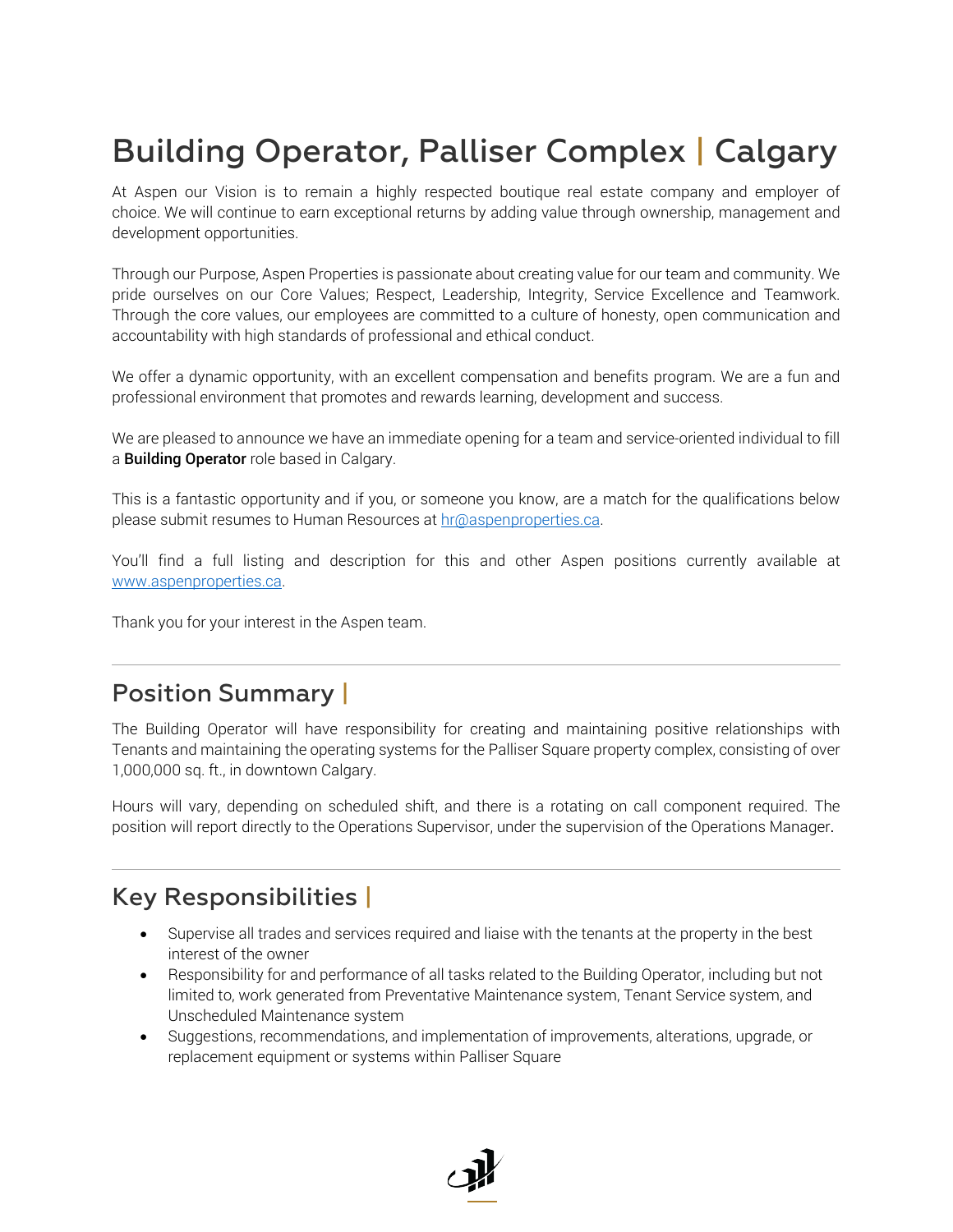# Building Operator, Palliser Complex | Calgary

At Aspen our Vision is to remain a highly respected boutique real estate company and employer of choice. We will continue to earn exceptional returns by adding value through ownership, management and development opportunities.

Through our Purpose, Aspen Properties is passionate about creating value for our team and community. We pride ourselves on our Core Values; Respect, Leadership, Integrity, Service Excellence and Teamwork. Through the core values, our employees are committed to a culture of honesty, open communication and accountability with high standards of professional and ethical conduct.

We offer a dynamic opportunity, with an excellent compensation and benefits program. We are a fun and professional environment that promotes and rewards learning, development and success.

We are pleased to announce we have an immediate opening for a team and service-oriented individual to fill a **Building Operator** role based in Calgary.

This is a fantastic opportunity and if you, or someone you know, are a match for the qualifications below please submit resumes to Human Resources at [hr@aspenproperties.ca](mailto:hr@aspenproperties.ca).

You'll find a full listing and description for this and other Aspen positions currently available at [www.aspenproperties.ca](http://www.aspenproperties.ca).

Thank you for your interest in the Aspen team.

---

## Position Summary |

The Building Operator will have responsibility for creating and maintaining positive relationships with Tenants and maintaining the operating systems for the Palliser Square property complex, consisting of over 1,000,000 sq. ft., in downtown Calgary.

Hours will vary, depending on scheduled shift, and there is a rotating on call component required. The position will report directly to the Operations Supervisor, under the supervision of the Operations Manager.

---

## Key Responsibilities |

- Supervise all trades and services required and liaise with the tenants at the property in the best interest of the owner
- Responsibility for and performance of all tasks related to the Building Operator, including but not limited to, work generated from Preventative Maintenance system, Tenant Service system, and Unscheduled Maintenance system
- Suggestions, recommendations, and implementation of improvements, alterations, upgrade, or replacement equipment or systems within Palliser Square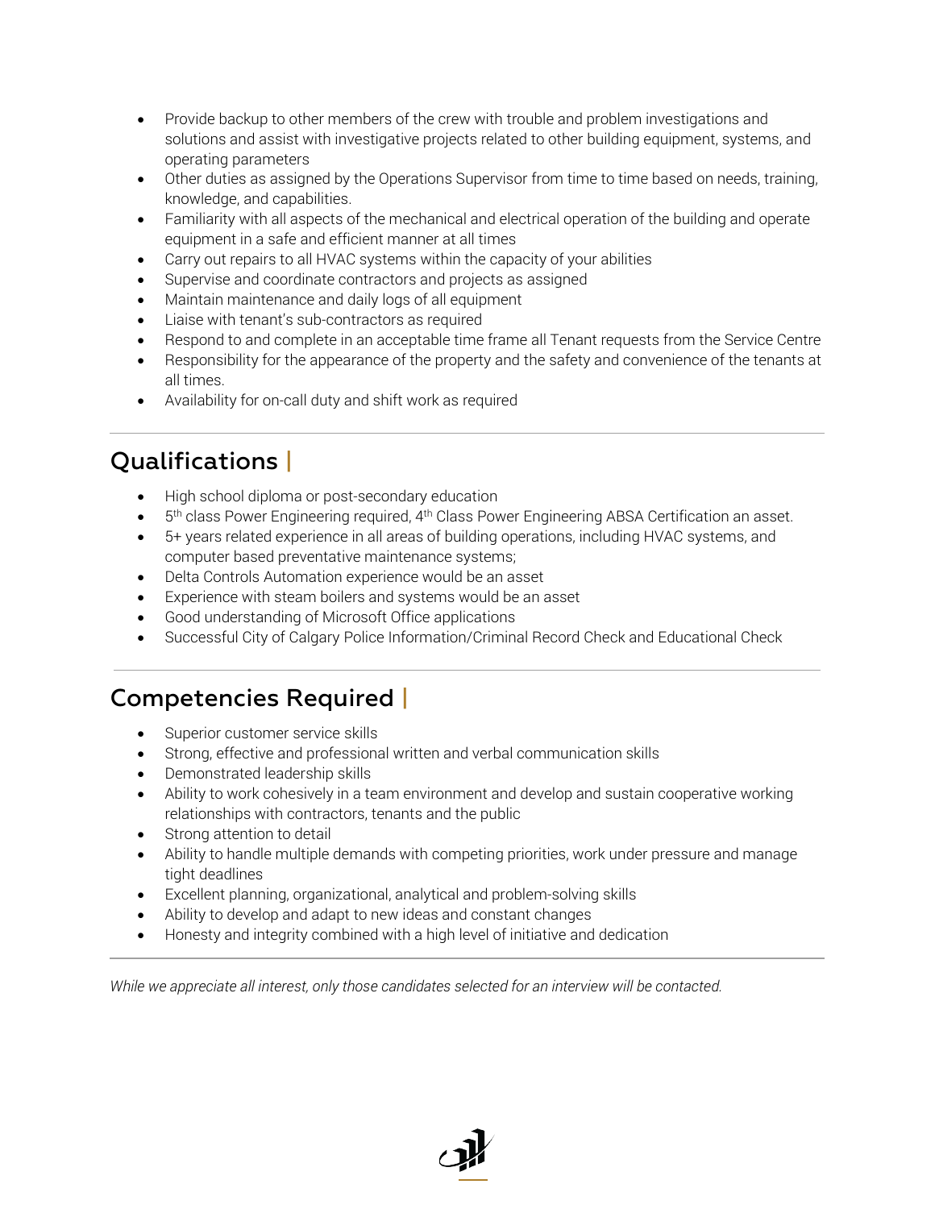- Provide backup to other members of the crew with trouble and problem investigations and solutions and assist with investigative projects related to other building equipment, systems, and operating parameters
- Other duties as assigned by the Operations Supervisor from time to time based on needs, training, knowledge, and capabilities.
- Familiarity with all aspects of the mechanical and electrical operation of the building and operate equipment in a safe and efficient manner at all times
- Carry out repairs to all HVAC systems within the capacity of your abilities
- Supervise and coordinate contractors and projects as assigned
- Maintain maintenance and daily logs of all equipment
- Liaise with tenant's sub-contractors as required
- Respond to and complete in an acceptable time frame all Tenant requests from the Service Centre
- Responsibility for the appearance of the property and the safety and convenience of the tenants at all times.
- Availability for on-call duty and shift work as required

---

## Qualifications |

- High school diploma or post-secondary education
- 5th class Power Engineering required, 4th Class Power Engineering ABSA Certification an asset.
- 5+ years related experience in all areas of building operations, including HVAC systems, and computer based preventative maintenance systems;
- Delta Controls Automation experience would be an asset
- Experience with steam boilers and systems would be an asset
- Good understanding of Microsoft Office applications
- Successful City of Calgary Police Information/Criminal Record Check and Educational Check

---

## Competencies Required |

- Superior customer service skills
- Strong, effective and professional written and verbal communication skills
- Demonstrated leadership skills
- Ability to work cohesively in a team environment and develop and sustain cooperative working relationships with contractors, tenants and the public
- Strong attention to detail
- Ability to handle multiple demands with competing priorities, work under pressure and manage tight deadlines
- Excellent planning, organizational, analytical and problem-solving skills
- Ability to develop and adapt to new ideas and constant changes
- Honesty and integrity combined with a high level of initiative and dedication

---

*While we appreciate all interest, only those candidates selected for an interview will be contacted.*